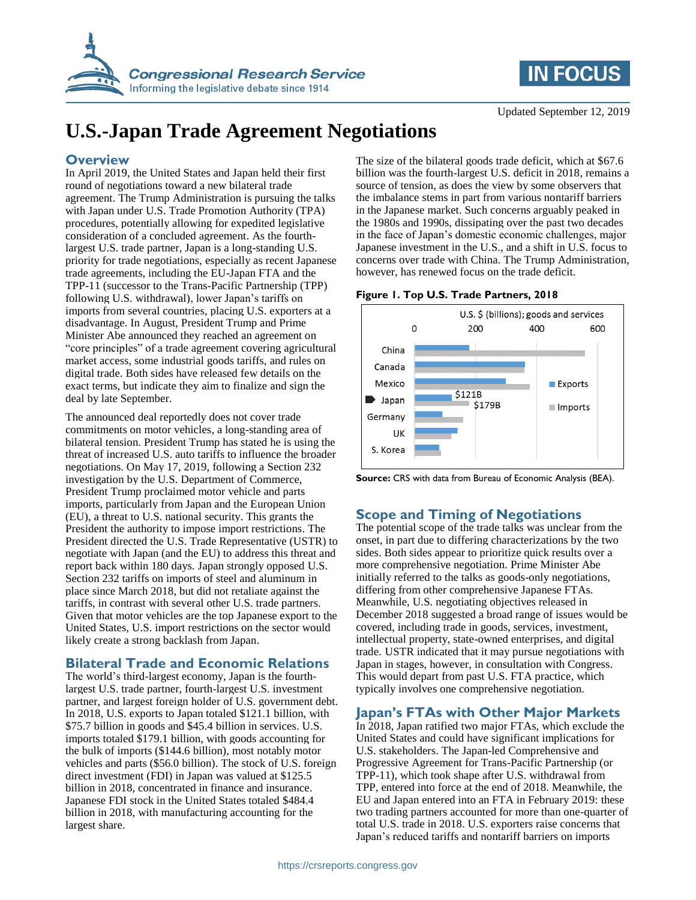Updated September 12, 2019

# U.S.-Japan Trade Agreement Negotiations

## Overview

In April 2019, the United States and Japan held their first round of negotiations toward a new bilateral trade agreement. The Trump Administration is pursuing the talks with Japan under U.S. Trade Promotion Authority (TPA) procedures, potentially allowing for expedited legislative consideration of a concluded agreement. As the fourth-largest U.S. trade partner, Japan is a long-standing U.S. priority for trade negotiations, especially as recent Japanese trade agreements, including the EU-Japan FTA and the TPP-11 (successor to the Trans-Pacific Partnership (TPP) following U.S. withdrawal), lower Japan's tariffs on imports from several countries, placing U.S. exporters at a disadvantage. In August, President Trump and Prime Minister Abe announced they reached an agreement on "core principles" of a trade agreement covering agricultural market access, some industrial goods tariffs, and rules on digital trade. Both sides have released few details on the exact terms, but indicate they aim to finalize and sign the deal by late September.

The announced deal reportedly does not cover trade commitments on motor vehicles, a long-standing area of bilateral tension. President Trump has stated he is using the threat of increased U.S. auto tariffs to influence the broader negotiations. On May 17, 2019, following a Section 232 investigation by the U.S. Department of Commerce, President Trump proclaimed motor vehicle and parts imports, particularly from Japan and the European Union (EU), a threat to U.S. national security. This grants the President the authority to impose import restrictions. The President directed the U.S. Trade Representative (USTR) to negotiate with Japan (and the EU) to address this threat and report back within 180 days. Japan strongly opposed U.S. Section 232 tariffs on imports of steel and aluminum in place since March 2018, but did not retaliate against the tariffs, in contrast with several other U.S. trade partners. Given that motor vehicles are the top Japanese export to the United States, U.S. import restrictions on the sector would likely create a strong backlash from Japan.

## Bilateral Trade and Economic Relations

The world's third-largest economy, Japan is the fourth-largest U.S. trade partner, fourth-largest U.S. investment partner, and largest foreign holder of U.S. government debt. In 2018, U.S. exports to Japan totaled $121.1 billion, with $75.7 billion in goods and $45.4 billion in services. U.S. imports totaled $179.1 billion, with goods accounting for the bulk of imports ($144.6 billion), most notably motor vehicles and parts ($56.0 billion). The stock of U.S. foreign direct investment (FDI) in Japan was valued at $125.5 billion in 2018, concentrated in finance and insurance. Japanese FDI stock in the United States totaled $484.4 billion in 2018, with manufacturing accounting for the largest share.

The size of the bilateral goods trade deficit, which at $67.6 billion was the fourth-largest U.S. deficit in 2018, remains a source of tension, as does the view by some observers that the imbalance stems in part from various nontariff barriers in the Japanese market. Such concerns arguably peaked in the 1980s and 1990s, dissipating over the past two decades in the face of Japan's domestic economic challenges, major Japanese investment in the U.S., and a shift in U.S. focus to concerns over trade with China. The Trump Administration, however, has renewed focus on the trade deficit.

**Figure 1. Top U.S. Trade Partners, 2018**

U.S. $ (billions); goods and services

| Partner | Exports | Imports |
|---|---|---|
| China | | |
| Canada | | |
| Mexico | | |
| Japan | $121B | $179B |
| Germany | | |
| UK | | |
| S. Korea | | |

**Source:** CRS with data from Bureau of Economic Analysis (BEA).

## Scope and Timing of Negotiations

The potential scope of the trade talks was unclear from the onset, in part due to differing characterizations by the two sides. Both sides appear to prioritize quick results over a more comprehensive negotiation. Prime Minister Abe initially referred to the talks as goods-only negotiations, differing from other comprehensive Japanese FTAs. Meanwhile, U.S. negotiating objectives released in December 2018 suggested a broad range of issues would be covered, including trade in goods, services, investment, intellectual property, state-owned enterprises, and digital trade. USTR indicated that it may pursue negotiations with Japan in stages, however, in consultation with Congress. This would depart from past U.S. FTA practice, which typically involves one comprehensive negotiation.

## Japan's FTAs with Other Major Markets

In 2018, Japan ratified two major FTAs, which exclude the United States and could have significant implications for U.S. stakeholders. The Japan-led Comprehensive and Progressive Agreement for Trans-Pacific Partnership (or TPP-11), which took shape after U.S. withdrawal from TPP, entered into force at the end of 2018. Meanwhile, the EU and Japan entered into an FTA in February 2019: these two trading partners accounted for more than one-quarter of total U.S. trade in 2018. U.S. exporters raise concerns that Japan's reduced tariffs and nontariff barriers on imports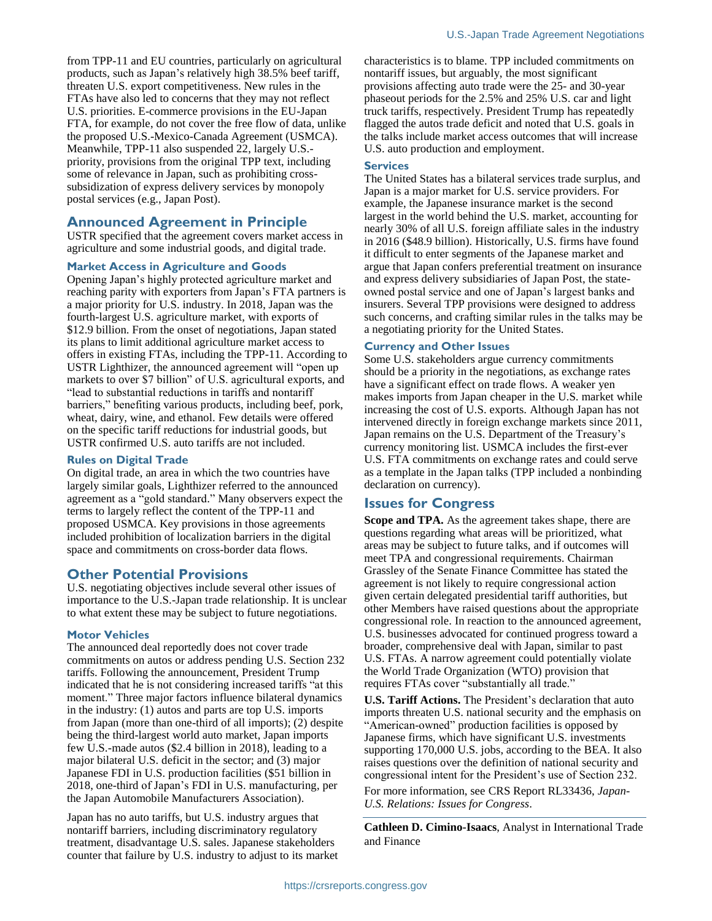from TPP-11 and EU countries, particularly on agricultural products, such as Japan's relatively high 38.5% beef tariff, threaten U.S. export competitiveness. New rules in the FTAs have also led to concerns that they may not reflect U.S. priorities. E-commerce provisions in the EU-Japan FTA, for example, do not cover the free flow of data, unlike the proposed U.S.-Mexico-Canada Agreement (USMCA). Meanwhile, TPP-11 also suspended 22, largely U.S.-priority, provisions from the original TPP text, including some of relevance in Japan, such as prohibiting cross-subsidization of express delivery services by monopoly postal services (e.g., Japan Post).

## Announced Agreement in Principle

USTR specified that the agreement covers market access in agriculture and some industrial goods, and digital trade.

### Market Access in Agriculture and Goods

Opening Japan's highly protected agriculture market and reaching parity with exporters from Japan's FTA partners is a major priority for U.S. industry. In 2018, Japan was the fourth-largest U.S. agriculture market, with exports of $12.9 billion. From the onset of negotiations, Japan stated its plans to limit additional agriculture market access to offers in existing FTAs, including the TPP-11. According to USTR Lighthizer, the announced agreement will "open up markets to over $7 billion" of U.S. agricultural exports, and "lead to substantial reductions in tariffs and nontariff barriers," benefiting various products, including beef, pork, wheat, dairy, wine, and ethanol. Few details were offered on the specific tariff reductions for industrial goods, but USTR confirmed U.S. auto tariffs are not included.

### Rules on Digital Trade

On digital trade, an area in which the two countries have largely similar goals, Lighthizer referred to the announced agreement as a "gold standard." Many observers expect the terms to largely reflect the content of the TPP-11 and proposed USMCA. Key provisions in those agreements included prohibition of localization barriers in the digital space and commitments on cross-border data flows.

## Other Potential Provisions

U.S. negotiating objectives include several other issues of importance to the U.S.-Japan trade relationship. It is unclear to what extent these may be subject to future negotiations.

### Motor Vehicles

The announced deal reportedly does not cover trade commitments on autos or address pending U.S. Section 232 tariffs. Following the announcement, President Trump indicated that he is not considering increased tariffs "at this moment." Three major factors influence bilateral dynamics in the industry: (1) autos and parts are top U.S. imports from Japan (more than one-third of all imports); (2) despite being the third-largest world auto market, Japan imports few U.S.-made autos ($2.4 billion in 2018), leading to a major bilateral U.S. deficit in the sector; and (3) major Japanese FDI in U.S. production facilities ($51 billion in 2018, one-third of Japan's FDI in U.S. manufacturing, per the Japan Automobile Manufacturers Association).

Japan has no auto tariffs, but U.S. industry argues that nontariff barriers, including discriminatory regulatory treatment, disadvantage U.S. sales. Japanese stakeholders counter that failure by U.S. industry to adjust to its market characteristics is to blame. TPP included commitments on nontariff issues, but arguably, the most significant provisions affecting auto trade were the 25- and 30-year phaseout periods for the 2.5% and 25% U.S. car and light truck tariffs, respectively. President Trump has repeatedly flagged the autos trade deficit and noted that U.S. goals in the talks include market access outcomes that will increase U.S. auto production and employment.

### Services

The United States has a bilateral services trade surplus, and Japan is a major market for U.S. service providers. For example, the Japanese insurance market is the second largest in the world behind the U.S. market, accounting for nearly 30% of all U.S. foreign affiliate sales in the industry in 2016 ($48.9 billion). Historically, U.S. firms have found it difficult to enter segments of the Japanese market and argue that Japan confers preferential treatment on insurance and express delivery subsidiaries of Japan Post, the state-owned postal service and one of Japan's largest banks and insurers. Several TPP provisions were designed to address such concerns, and crafting similar rules in the talks may be a negotiating priority for the United States.

### Currency and Other Issues

Some U.S. stakeholders argue currency commitments should be a priority in the negotiations, as exchange rates have a significant effect on trade flows. A weaker yen makes imports from Japan cheaper in the U.S. market while increasing the cost of U.S. exports. Although Japan has not intervened directly in foreign exchange markets since 2011, Japan remains on the U.S. Department of the Treasury's currency monitoring list. USMCA includes the first-ever U.S. FTA commitments on exchange rates and could serve as a template in the Japan talks (TPP included a nonbinding declaration on currency).

## Issues for Congress

**Scope and TPA.** As the agreement takes shape, there are questions regarding what areas will be prioritized, what areas may be subject to future talks, and if outcomes will meet TPA and congressional requirements. Chairman Grassley of the Senate Finance Committee has stated the agreement is not likely to require congressional action given certain delegated presidential tariff authorities, but other Members have raised questions about the appropriate congressional role. In reaction to the announced agreement, U.S. businesses advocated for continued progress toward a broader, comprehensive deal with Japan, similar to past U.S. FTAs. A narrow agreement could potentially violate the World Trade Organization (WTO) provision that requires FTAs cover "substantially all trade."

**U.S. Tariff Actions.** The President's declaration that auto imports threaten U.S. national security and the emphasis on "American-owned" production facilities is opposed by Japanese firms, which have significant U.S. investments supporting 170,000 U.S. jobs, according to the BEA. It also raises questions over the definition of national security and congressional intent for the President's use of Section 232.

For more information, see CRS Report RL33436, *Japan-U.S. Relations: Issues for Congress*.

---

**Cathleen D. Cimino-Isaacs**, Analyst in International Trade and Finance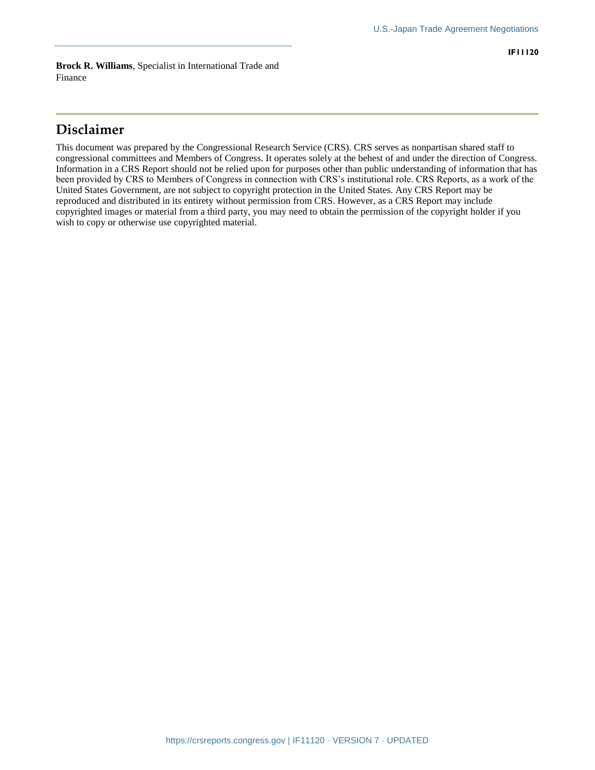**Brock R. Williams**, Specialist in International Trade and Finance

## Disclaimer

This document was prepared by the Congressional Research Service (CRS). CRS serves as nonpartisan shared staff to congressional committees and Members of Congress. It operates solely at the behest of and under the direction of Congress. Information in a CRS Report should not be relied upon for purposes other than public understanding of information that has been provided by CRS to Members of Congress in connection with CRS's institutional role. CRS Reports, as a work of the United States Government, are not subject to copyright protection in the United States. Any CRS Report may be reproduced and distributed in its entirety without permission from CRS. However, as a CRS Report may include copyrighted images or material from a third party, you may need to obtain the permission of the copyright holder if you wish to copy or otherwise use copyrighted material.